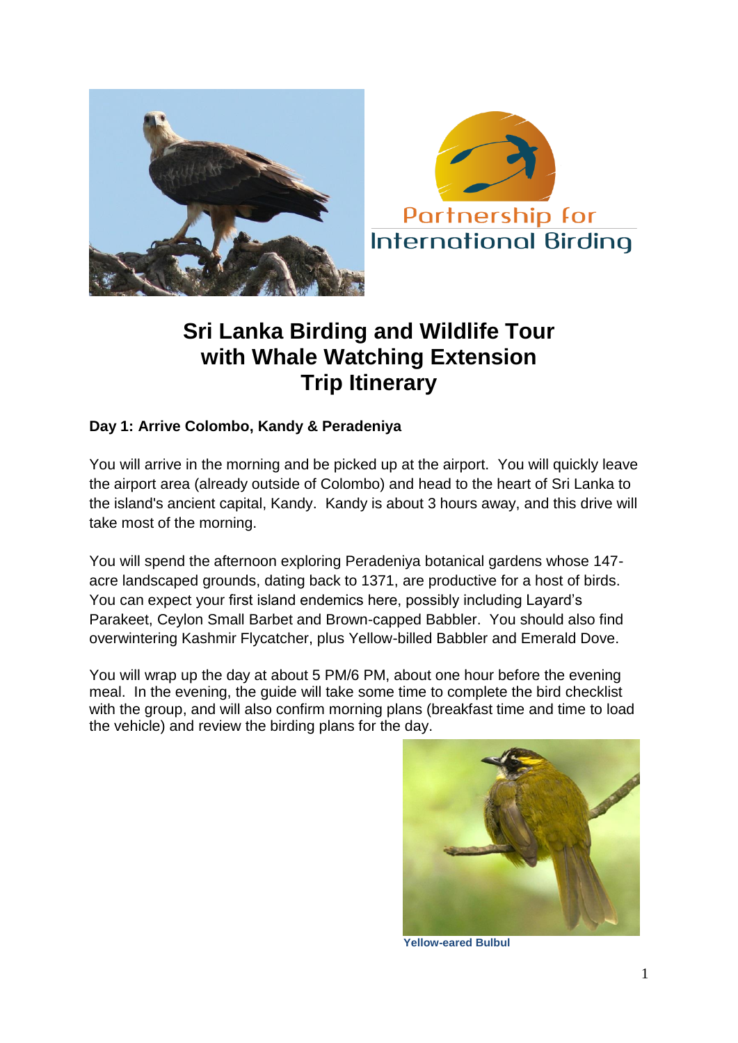Partnership for International Birding

# Sri Lanka Birding and Wildlife Tour with Whale Watching Extension Trip Itinerary

**Day 1: Arrive Colombo, Kandy & Peradeniya**

You will arrive in the morning and be picked up at the airport. You will quickly leave the airport area (already outside of Colombo) and head to the heart of Sri Lanka to the island's ancient capital, Kandy. Kandy is about 3 hours away, and this drive will take most of the morning.

You will spend the afternoon exploring Peradeniya botanical gardens whose 147-acre landscaped grounds, dating back to 1371, are productive for a host of birds. You can expect your first island endemics here, possibly including Layard's Parakeet, Ceylon Small Barbet and Brown-capped Babbler. You should also find overwintering Kashmir Flycatcher, plus Yellow-billed Babbler and Emerald Dove.

You will wrap up the day at about 5 PM/6 PM, about one hour before the evening meal. In the evening, the guide will take some time to complete the bird checklist with the group, and will also confirm morning plans (breakfast time and time to load the vehicle) and review the birding plans for the day.

Yellow-eared Bulbul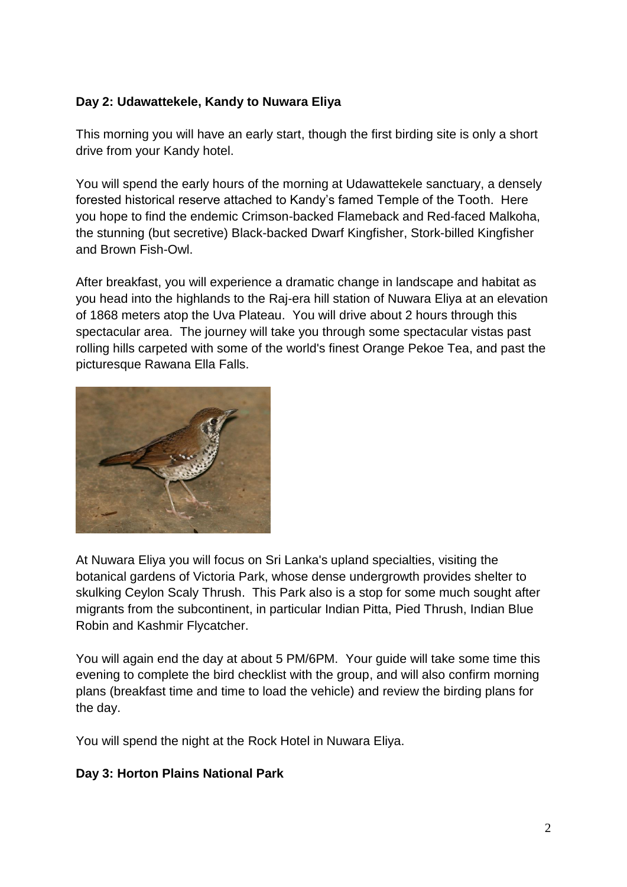**Day 2: Udawattekele, Kandy to Nuwara Eliya**

This morning you will have an early start, though the first birding site is only a short drive from your Kandy hotel.

You will spend the early hours of the morning at Udawattekele sanctuary, a densely forested historical reserve attached to Kandy's famed Temple of the Tooth. Here you hope to find the endemic Crimson-backed Flameback and Red-faced Malkoha, the stunning (but secretive) Black-backed Dwarf Kingfisher, Stork-billed Kingfisher and Brown Fish-Owl.

After breakfast, you will experience a dramatic change in landscape and habitat as you head into the highlands to the Raj-era hill station of Nuwara Eliya at an elevation of 1868 meters atop the Uva Plateau. You will drive about 2 hours through this spectacular area. The journey will take you through some spectacular vistas past rolling hills carpeted with some of the world's finest Orange Pekoe Tea, and past the picturesque Rawana Ella Falls.

At Nuwara Eliya you will focus on Sri Lanka's upland specialties, visiting the botanical gardens of Victoria Park, whose dense undergrowth provides shelter to skulking Ceylon Scaly Thrush. This Park also is a stop for some much sought after migrants from the subcontinent, in particular Indian Pitta, Pied Thrush, Indian Blue Robin and Kashmir Flycatcher.

You will again end the day at about 5 PM/6PM. Your guide will take some time this evening to complete the bird checklist with the group, and will also confirm morning plans (breakfast time and time to load the vehicle) and review the birding plans for the day.

You will spend the night at the Rock Hotel in Nuwara Eliya.

**Day 3: Horton Plains National Park**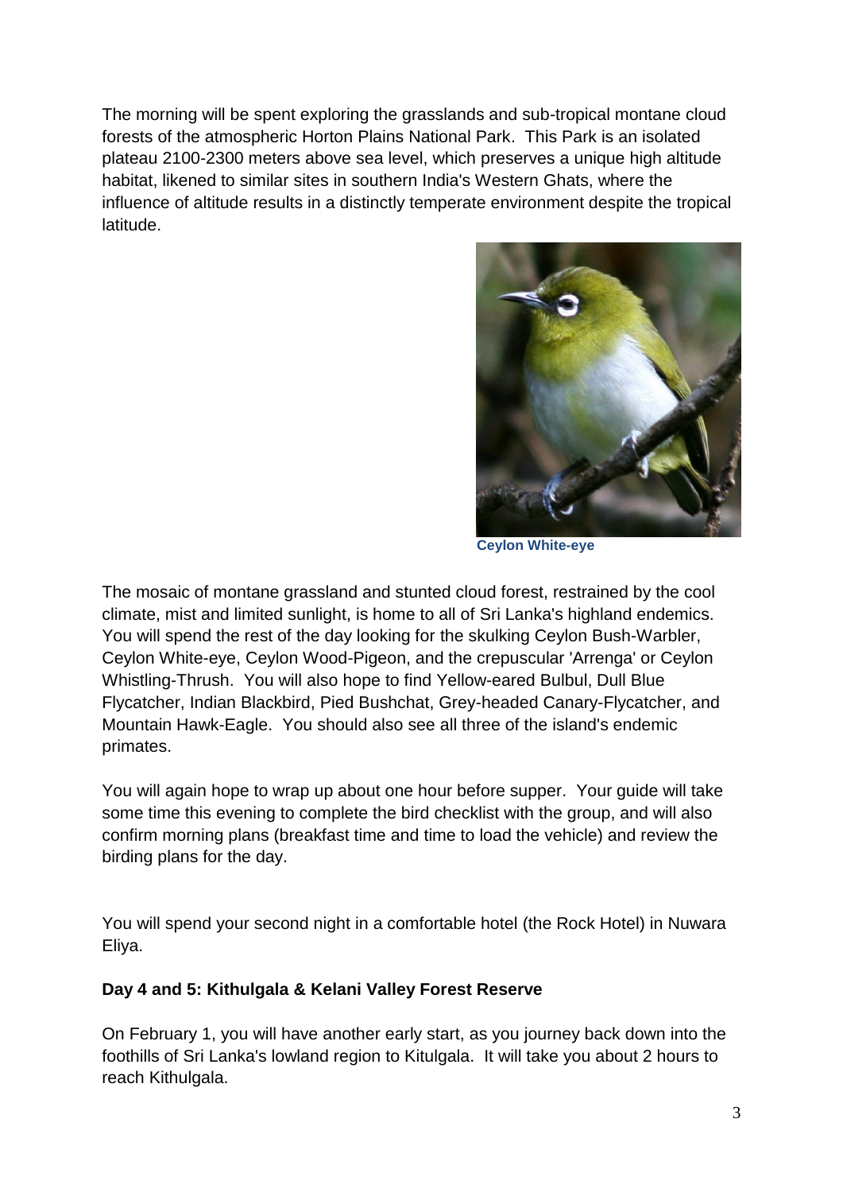The morning will be spent exploring the grasslands and sub-tropical montane cloud forests of the atmospheric Horton Plains National Park. This Park is an isolated plateau 2100-2300 meters above sea level, which preserves a unique high altitude habitat, likened to similar sites in southern India's Western Ghats, where the influence of altitude results in a distinctly temperate environment despite the tropical latitude.

**Ceylon White-eye**

The mosaic of montane grassland and stunted cloud forest, restrained by the cool climate, mist and limited sunlight, is home to all of Sri Lanka's highland endemics. You will spend the rest of the day looking for the skulking Ceylon Bush-Warbler, Ceylon White-eye, Ceylon Wood-Pigeon, and the crepuscular 'Arrenga' or Ceylon Whistling-Thrush. You will also hope to find Yellow-eared Bulbul, Dull Blue Flycatcher, Indian Blackbird, Pied Bushchat, Grey-headed Canary-Flycatcher, and Mountain Hawk-Eagle. You should also see all three of the island's endemic primates.

You will again hope to wrap up about one hour before supper. Your guide will take some time this evening to complete the bird checklist with the group, and will also confirm morning plans (breakfast time and time to load the vehicle) and review the birding plans for the day.

You will spend your second night in a comfortable hotel (the Rock Hotel) in Nuwara Eliya.

**Day 4 and 5: Kithulgala & Kelani Valley Forest Reserve**

On February 1, you will have another early start, as you journey back down into the foothills of Sri Lanka's lowland region to Kitulgala. It will take you about 2 hours to reach Kithulgala.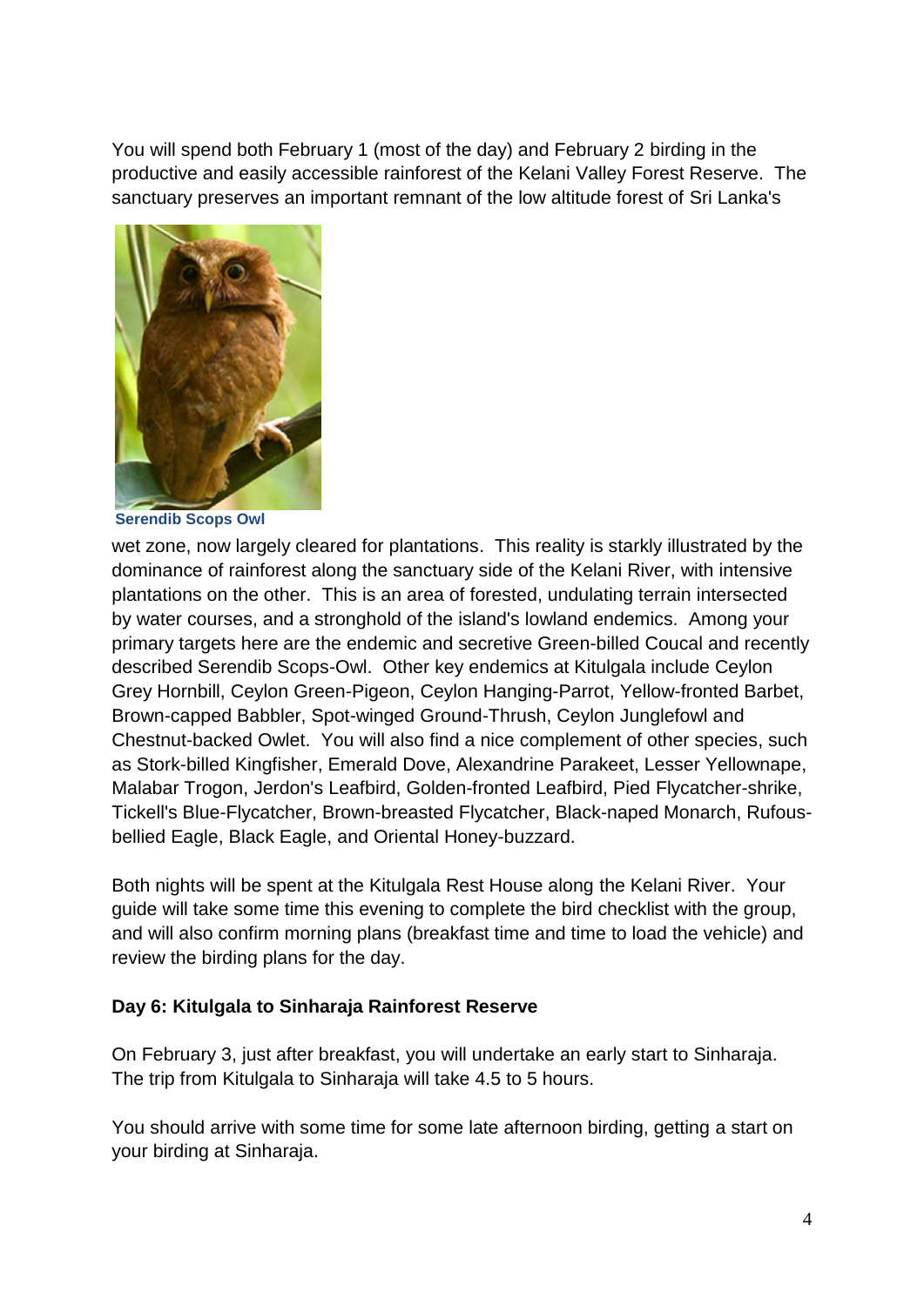You will spend both February 1 (most of the day) and February 2 birding in the productive and easily accessible rainforest of the Kelani Valley Forest Reserve. The sanctuary preserves an important remnant of the low altitude forest of Sri Lanka's

Serendib Scops Owl

wet zone, now largely cleared for plantations. This reality is starkly illustrated by the dominance of rainforest along the sanctuary side of the Kelani River, with intensive plantations on the other. This is an area of forested, undulating terrain intersected by water courses, and a stronghold of the island's lowland endemics. Among your primary targets here are the endemic and secretive Green-billed Coucal and recently described Serendib Scops-Owl. Other key endemics at Kitulgala include Ceylon Grey Hornbill, Ceylon Green-Pigeon, Ceylon Hanging-Parrot, Yellow-fronted Barbet, Brown-capped Babbler, Spot-winged Ground-Thrush, Ceylon Junglefowl and Chestnut-backed Owlet. You will also find a nice complement of other species, such as Stork-billed Kingfisher, Emerald Dove, Alexandrine Parakeet, Lesser Yellownape, Malabar Trogon, Jerdon's Leafbird, Golden-fronted Leafbird, Pied Flycatcher-shrike, Tickell's Blue-Flycatcher, Brown-breasted Flycatcher, Black-naped Monarch, Rufous-bellied Eagle, Black Eagle, and Oriental Honey-buzzard.

Both nights will be spent at the Kitulgala Rest House along the Kelani River. Your guide will take some time this evening to complete the bird checklist with the group, and will also confirm morning plans (breakfast time and time to load the vehicle) and review the birding plans for the day.

**Day 6: Kitulgala to Sinharaja Rainforest Reserve**

On February 3, just after breakfast, you will undertake an early start to Sinharaja. The trip from Kitulgala to Sinharaja will take 4.5 to 5 hours.

You should arrive with some time for some late afternoon birding, getting a start on your birding at Sinharaja.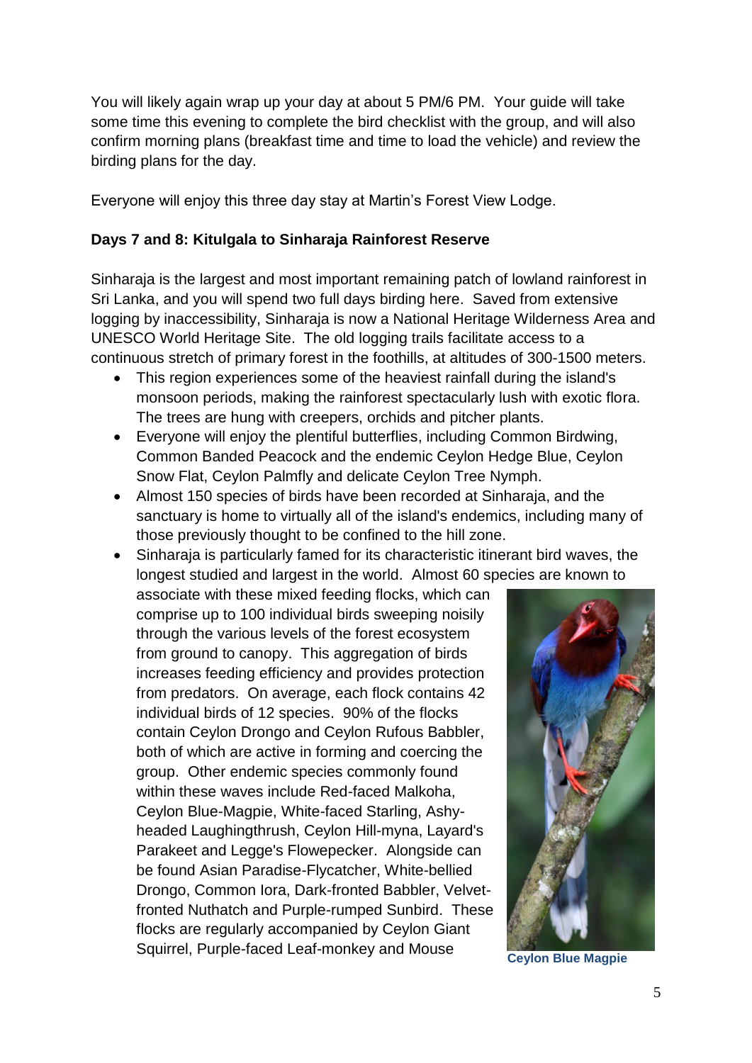You will likely again wrap up your day at about 5 PM/6 PM. Your guide will take some time this evening to complete the bird checklist with the group, and will also confirm morning plans (breakfast time and time to load the vehicle) and review the birding plans for the day.

Everyone will enjoy this three day stay at Martin's Forest View Lodge.

**Days 7 and 8: Kitulgala to Sinharaja Rainforest Reserve**

Sinharaja is the largest and most important remaining patch of lowland rainforest in Sri Lanka, and you will spend two full days birding here. Saved from extensive logging by inaccessibility, Sinharaja is now a National Heritage Wilderness Area and UNESCO World Heritage Site. The old logging trails facilitate access to a continuous stretch of primary forest in the foothills, at altitudes of 300-1500 meters.

- This region experiences some of the heaviest rainfall during the island's monsoon periods, making the rainforest spectacularly lush with exotic flora. The trees are hung with creepers, orchids and pitcher plants.
- Everyone will enjoy the plentiful butterflies, including Common Birdwing, Common Banded Peacock and the endemic Ceylon Hedge Blue, Ceylon Snow Flat, Ceylon Palmfly and delicate Ceylon Tree Nymph.
- Almost 150 species of birds have been recorded at Sinharaja, and the sanctuary is home to virtually all of the island's endemics, including many of those previously thought to be confined to the hill zone.
- Sinharaja is particularly famed for its characteristic itinerant bird waves, the longest studied and largest in the world. Almost 60 species are known to associate with these mixed feeding flocks, which can comprise up to 100 individual birds sweeping noisily through the various levels of the forest ecosystem from ground to canopy. This aggregation of birds increases feeding efficiency and provides protection from predators. On average, each flock contains 42 individual birds of 12 species. 90% of the flocks contain Ceylon Drongo and Ceylon Rufous Babbler, both of which are active in forming and coercing the group. Other endemic species commonly found within these waves include Red-faced Malkoha, Ceylon Blue-Magpie, White-faced Starling, Ashy-headed Laughingthrush, Ceylon Hill-myna, Layard's Parakeet and Legge's Flowepecker. Alongside can be found Asian Paradise-Flycatcher, White-bellied Drongo, Common Iora, Dark-fronted Babbler, Velvet-fronted Nuthatch and Purple-rumped Sunbird. These flocks are regularly accompanied by Ceylon Giant Squirrel, Purple-faced Leaf-monkey and Mouse

Ceylon Blue Magpie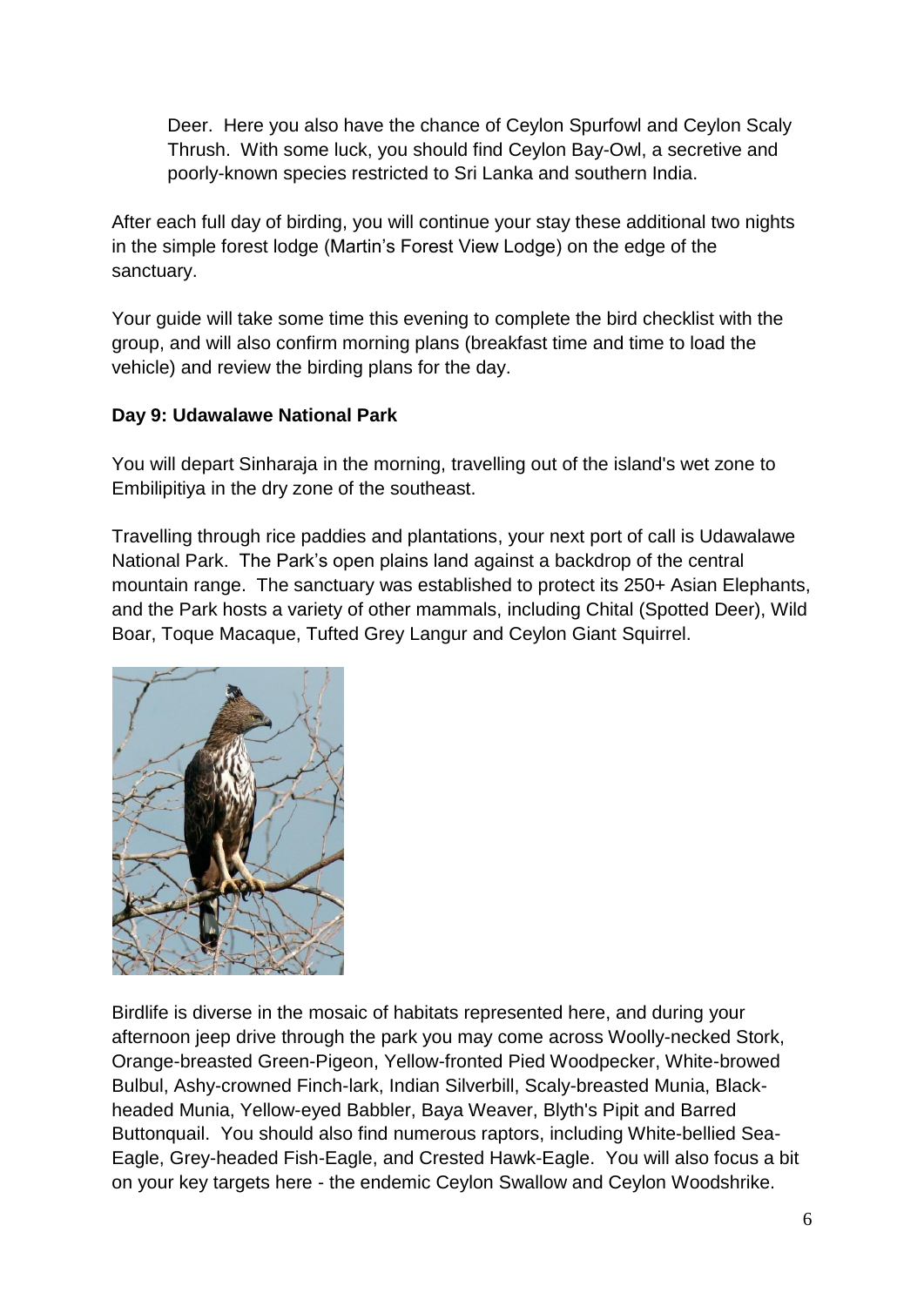Deer. Here you also have the chance of Ceylon Spurfowl and Ceylon Scaly Thrush. With some luck, you should find Ceylon Bay-Owl, a secretive and poorly-known species restricted to Sri Lanka and southern India.

After each full day of birding, you will continue your stay these additional two nights in the simple forest lodge (Martin's Forest View Lodge) on the edge of the sanctuary.

Your guide will take some time this evening to complete the bird checklist with the group, and will also confirm morning plans (breakfast time and time to load the vehicle) and review the birding plans for the day.

**Day 9: Udawalawe National Park**

You will depart Sinharaja in the morning, travelling out of the island's wet zone to Embilipitiya in the dry zone of the southeast.

Travelling through rice paddies and plantations, your next port of call is Udawalawe National Park. The Park's open plains land against a backdrop of the central mountain range. The sanctuary was established to protect its 250+ Asian Elephants, and the Park hosts a variety of other mammals, including Chital (Spotted Deer), Wild Boar, Toque Macaque, Tufted Grey Langur and Ceylon Giant Squirrel.

Birdlife is diverse in the mosaic of habitats represented here, and during your afternoon jeep drive through the park you may come across Woolly-necked Stork, Orange-breasted Green-Pigeon, Yellow-fronted Pied Woodpecker, White-browed Bulbul, Ashy-crowned Finch-lark, Indian Silverbill, Scaly-breasted Munia, Black-headed Munia, Yellow-eyed Babbler, Baya Weaver, Blyth's Pipit and Barred Buttonquail. You should also find numerous raptors, including White-bellied Sea-Eagle, Grey-headed Fish-Eagle, and Crested Hawk-Eagle. You will also focus a bit on your key targets here - the endemic Ceylon Swallow and Ceylon Woodshrike.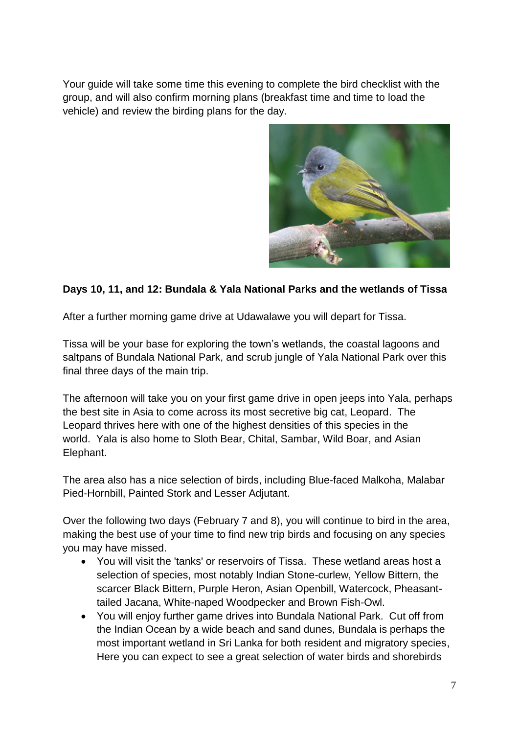Your guide will take some time this evening to complete the bird checklist with the group, and will also confirm morning plans (breakfast time and time to load the vehicle) and review the birding plans for the day.

**Days 10, 11, and 12: Bundala & Yala National Parks and the wetlands of Tissa**

After a further morning game drive at Udawalawe you will depart for Tissa.

Tissa will be your base for exploring the town's wetlands, the coastal lagoons and saltpans of Bundala National Park, and scrub jungle of Yala National Park over this final three days of the main trip.

The afternoon will take you on your first game drive in open jeeps into Yala, perhaps the best site in Asia to come across its most secretive big cat, Leopard. The Leopard thrives here with one of the highest densities of this species in the world. Yala is also home to Sloth Bear, Chital, Sambar, Wild Boar, and Asian Elephant.

The area also has a nice selection of birds, including Blue-faced Malkoha, Malabar Pied-Hornbill, Painted Stork and Lesser Adjutant.

Over the following two days (February 7 and 8), you will continue to bird in the area, making the best use of your time to find new trip birds and focusing on any species you may have missed.

- You will visit the 'tanks' or reservoirs of Tissa. These wetland areas host a selection of species, most notably Indian Stone-curlew, Yellow Bittern, the scarcer Black Bittern, Purple Heron, Asian Openbill, Watercock, Pheasant-tailed Jacana, White-naped Woodpecker and Brown Fish-Owl.
- You will enjoy further game drives into Bundala National Park. Cut off from the Indian Ocean by a wide beach and sand dunes, Bundala is perhaps the most important wetland in Sri Lanka for both resident and migratory species, Here you can expect to see a great selection of water birds and shorebirds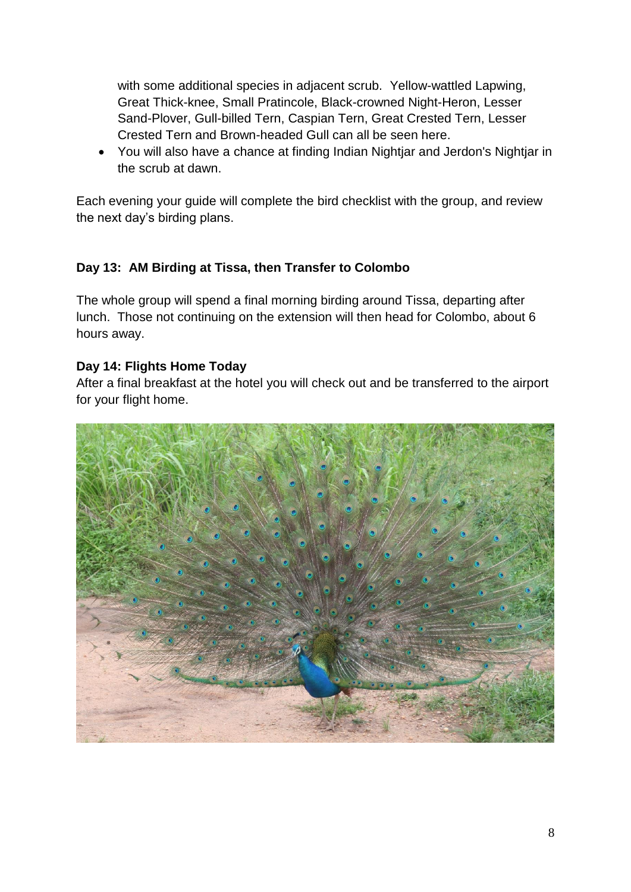with some additional species in adjacent scrub. Yellow-wattled Lapwing, Great Thick-knee, Small Pratincole, Black-crowned Night-Heron, Lesser Sand-Plover, Gull-billed Tern, Caspian Tern, Great Crested Tern, Lesser Crested Tern and Brown-headed Gull can all be seen here.

- You will also have a chance at finding Indian Nightjar and Jerdon's Nightjar in the scrub at dawn.

Each evening your guide will complete the bird checklist with the group, and review the next day's birding plans.

**Day 13: AM Birding at Tissa, then Transfer to Colombo**

The whole group will spend a final morning birding around Tissa, departing after lunch. Those not continuing on the extension will then head for Colombo, about 6 hours away.

**Day 14: Flights Home Today**

After a final breakfast at the hotel you will check out and be transferred to the airport for your flight home.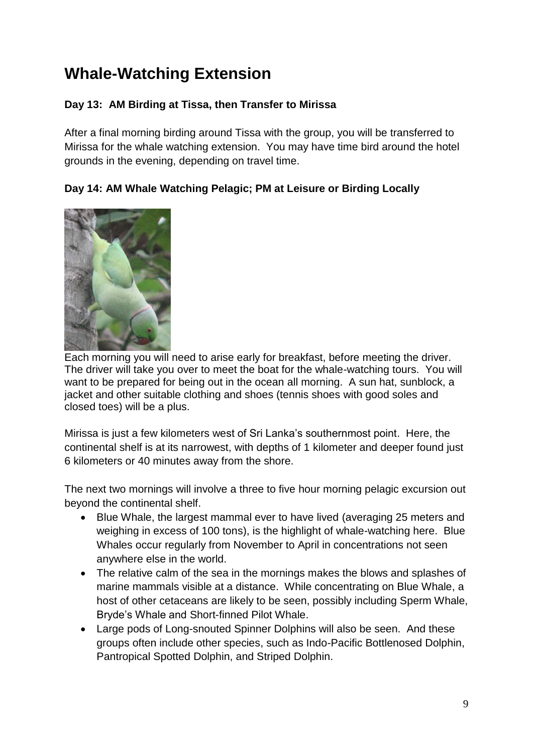# Whale-Watching Extension

### Day 13: AM Birding at Tissa, then Transfer to Mirissa

After a final morning birding around Tissa with the group, you will be transferred to Mirissa for the whale watching extension. You may have time bird around the hotel grounds in the evening, depending on travel time.

### Day 14: AM Whale Watching Pelagic; PM at Leisure or Birding Locally

Each morning you will need to arise early for breakfast, before meeting the driver. The driver will take you over to meet the boat for the whale-watching tours. You will want to be prepared for being out in the ocean all morning. A sun hat, sunblock, a jacket and other suitable clothing and shoes (tennis shoes with good soles and closed toes) will be a plus.

Mirissa is just a few kilometers west of Sri Lanka's southernmost point. Here, the continental shelf is at its narrowest, with depths of 1 kilometer and deeper found just 6 kilometers or 40 minutes away from the shore.

The next two mornings will involve a three to five hour morning pelagic excursion out beyond the continental shelf.

- Blue Whale, the largest mammal ever to have lived (averaging 25 meters and weighing in excess of 100 tons), is the highlight of whale-watching here. Blue Whales occur regularly from November to April in concentrations not seen anywhere else in the world.
- The relative calm of the sea in the mornings makes the blows and splashes of marine mammals visible at a distance. While concentrating on Blue Whale, a host of other cetaceans are likely to be seen, possibly including Sperm Whale, Bryde's Whale and Short-finned Pilot Whale.
- Large pods of Long-snouted Spinner Dolphins will also be seen. And these groups often include other species, such as Indo-Pacific Bottlenosed Dolphin, Pantropical Spotted Dolphin, and Striped Dolphin.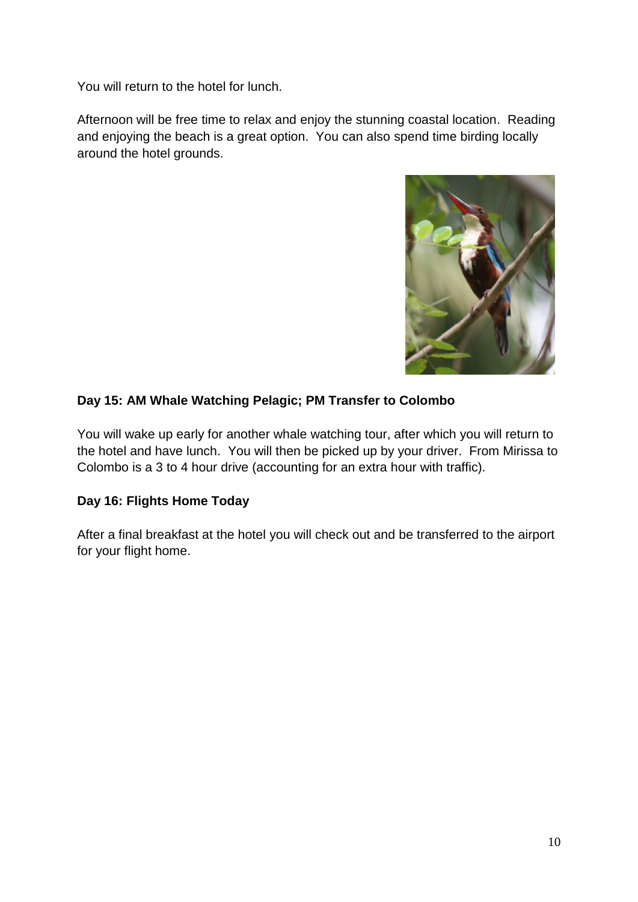You will return to the hotel for lunch.

Afternoon will be free time to relax and enjoy the stunning coastal location.  Reading and enjoying the beach is a great option.  You can also spend time birding locally around the hotel grounds.

**Day 15: AM Whale Watching Pelagic; PM Transfer to Colombo**

You will wake up early for another whale watching tour, after which you will return to the hotel and have lunch.  You will then be picked up by your driver.  From Mirissa to Colombo is a 3 to 4 hour drive (accounting for an extra hour with traffic).

**Day 16: Flights Home Today**

After a final breakfast at the hotel you will check out and be transferred to the airport for your flight home.